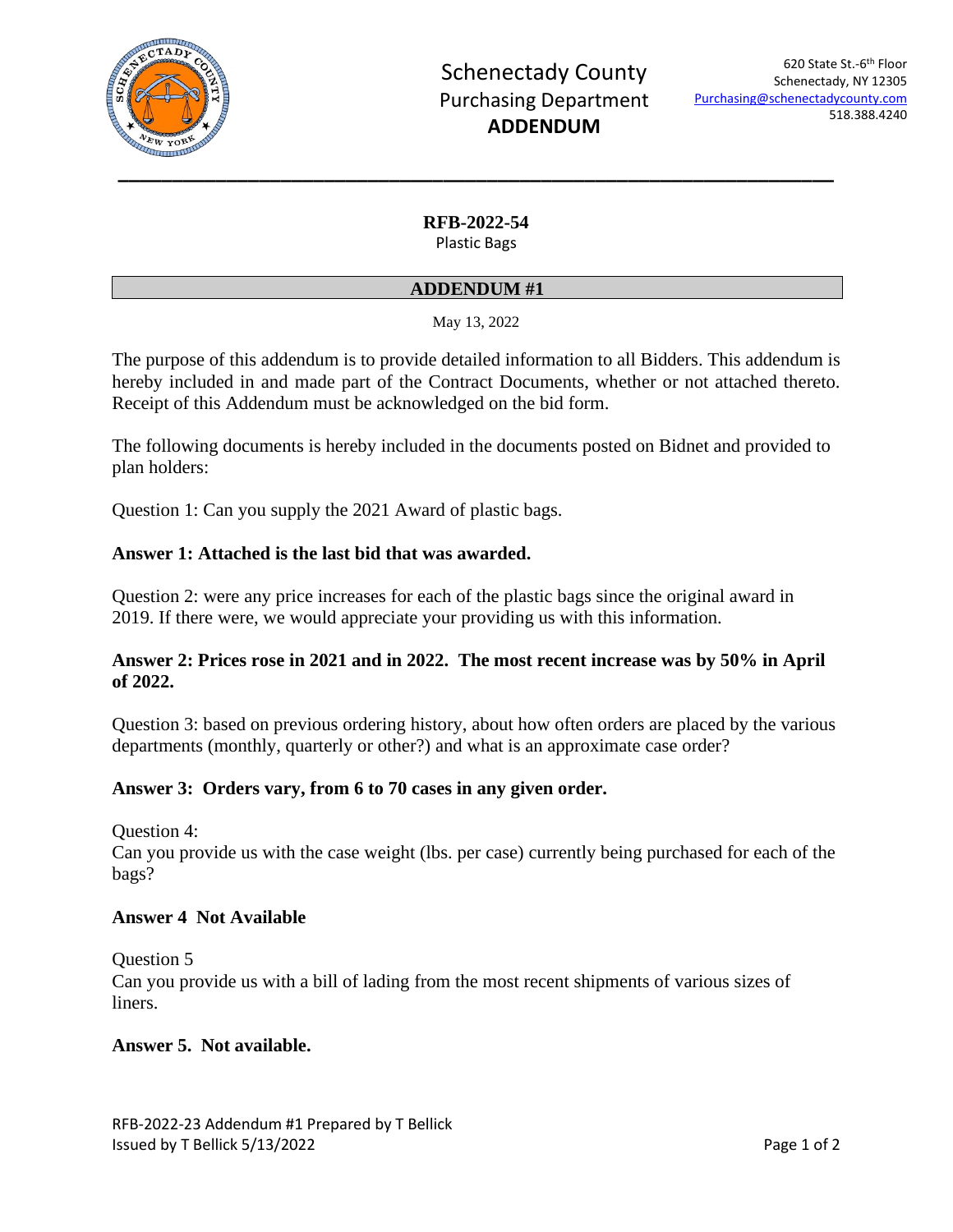Schenectady County
Purchasing Department
**ADDENDUM**

620 State St.-6th Floor
Schenectady, NY 12305
Purchasing@schenectadycounty.com
518.388.4240

---

## RFB-2022-54

Plastic Bags

## ADDENDUM #1

May 13, 2022

The purpose of this addendum is to provide detailed information to all Bidders. This addendum is hereby included in and made part of the Contract Documents, whether or not attached thereto. Receipt of this Addendum must be acknowledged on the bid form.

The following documents is hereby included in the documents posted on Bidnet and provided to plan holders:

Question 1: Can you supply the 2021 Award of plastic bags.

**Answer 1: Attached is the last bid that was awarded.**

Question 2: were any price increases for each of the plastic bags since the original award in 2019. If there were, we would appreciate your providing us with this information.

**Answer 2: Prices rose in 2021 and in 2022. The most recent increase was by 50% in April of 2022.**

Question 3: based on previous ordering history, about how often orders are placed by the various departments (monthly, quarterly or other?) and what is an approximate case order?

**Answer 3: Orders vary, from 6 to 70 cases in any given order.**

Question 4:
Can you provide us with the case weight (lbs. per case) currently being purchased for each of the bags?

**Answer 4 Not Available**

Question 5
Can you provide us with a bill of lading from the most recent shipments of various sizes of liners.

**Answer 5. Not available.**

RFB-2022-23 Addendum #1 Prepared by T Bellick
Issued by T Bellick 5/13/2022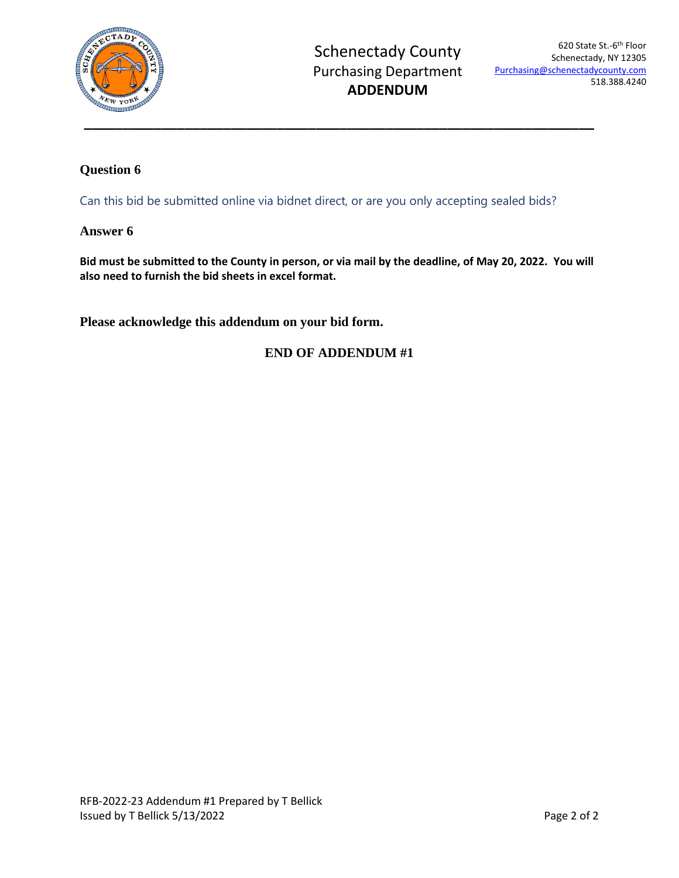Schenectady County
Purchasing Department
**ADDENDUM**

620 State St.-6th Floor
Schenectady, NY 12305
Purchasing@schenectadycounty.com
518.388.4240

---

### Question 6

Can this bid be submitted online via bidnet direct, or are you only accepting sealed bids?

### Answer 6

**Bid must be submitted to the County in person, or via mail by the deadline, of May 20, 2022. You will also need to furnish the bid sheets in excel format.**

**Please acknowledge this addendum on your bid form.**

**END OF ADDENDUM #1**

RFB-2022-23 Addendum #1 Prepared by T Bellick
Issued by T Bellick 5/13/2022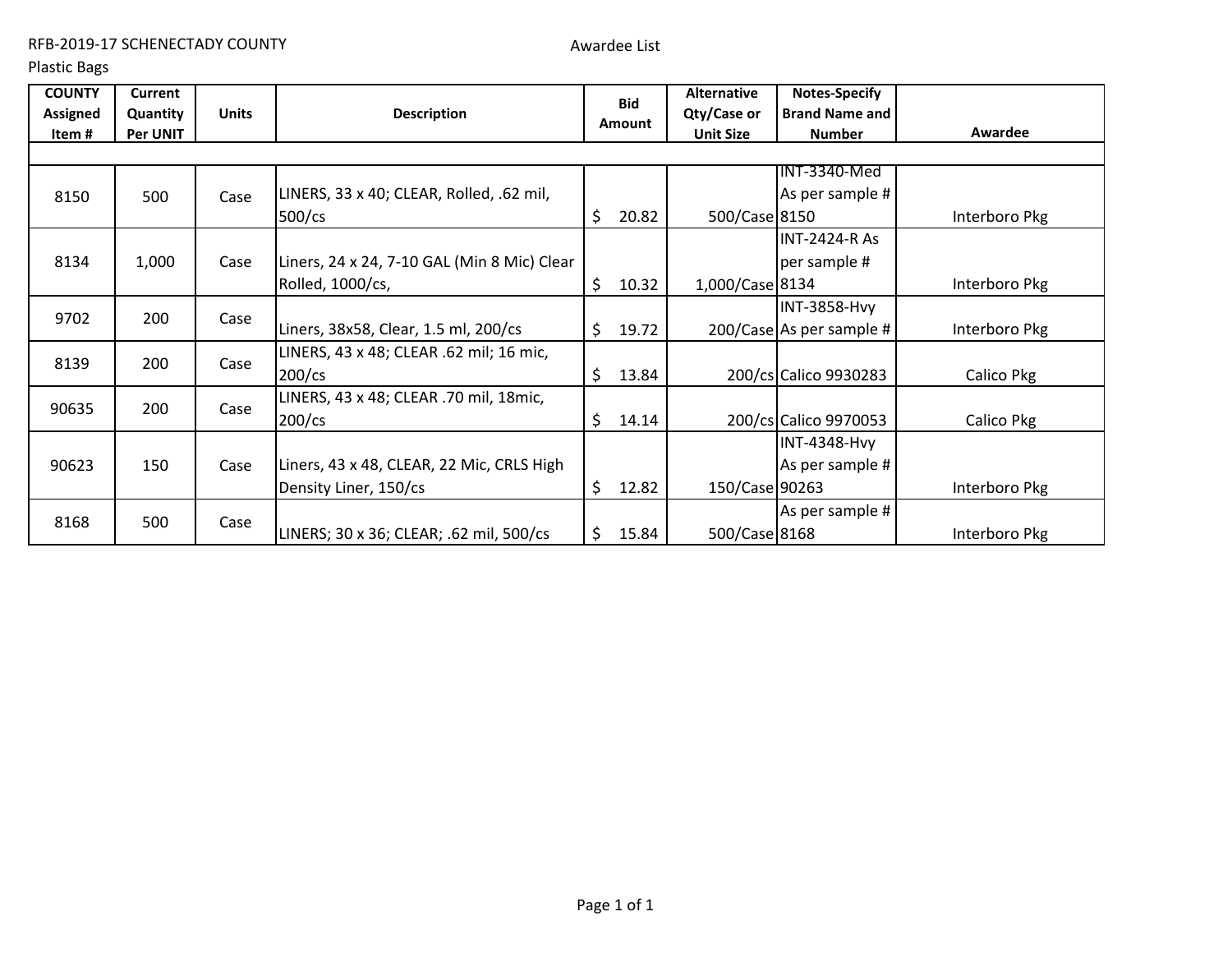RFB-2019-17 SCHENECTADY COUNTY

Plastic Bags

Awardee List

| COUNTY Assigned Item # | Current Quantity Per UNIT | Units | Description | Bid Amount | Alternative Qty/Case or Unit Size | Notes-Specify Brand Name and Number | Awardee |
|---|---|---|---|---|---|---|---|
| | | | | | | | |
| 8150 | 500 | Case | LINERS, 33 x 40; CLEAR, Rolled, .62 mil, 500/cs | $ 20.82 | 500/Case | INT-3340-Med As per sample # 8150 | Interboro Pkg |
| 8134 | 1,000 | Case | Liners, 24 x 24, 7-10 GAL (Min 8 Mic) Clear Rolled, 1000/cs, | $ 10.32 | 1,000/Case | INT-2424-R As per sample # 8134 | Interboro Pkg |
| 9702 | 200 | Case | Liners, 38x58, Clear, 1.5 ml, 200/cs | $ 19.72 | 200/Case | INT-3858-Hvy As per sample # | Interboro Pkg |
| 8139 | 200 | Case | LINERS, 43 x 48; CLEAR .62 mil; 16 mic, 200/cs | $ 13.84 | 200/cs | Calico 9930283 | Calico Pkg |
| 90635 | 200 | Case | LINERS, 43 x 48; CLEAR .70 mil, 18mic, 200/cs | $ 14.14 | 200/cs | Calico 9970053 | Calico Pkg |
| 90623 | 150 | Case | Liners, 43 x 48, CLEAR, 22 Mic, CRLS High Density Liner, 150/cs | $ 12.82 | 150/Case | INT-4348-Hvy As per sample # 90263 | Interboro Pkg |
| 8168 | 500 | Case | LINERS; 30 x 36; CLEAR; .62 mil, 500/cs | $ 15.84 | 500/Case | As per sample # 8168 | Interboro Pkg |